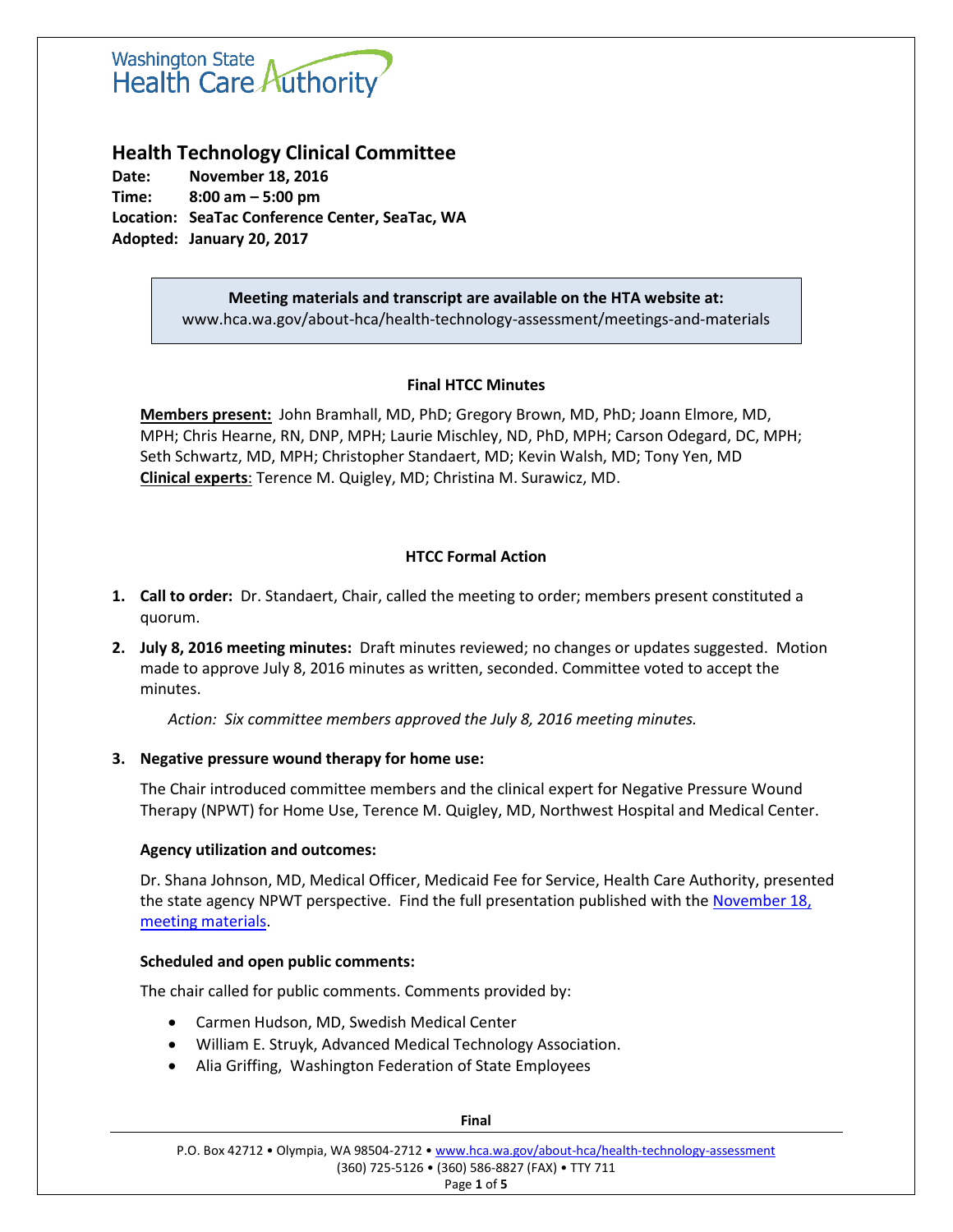Washington State Health Care Authority

# Health Technology Clinical Committee

**Date:** November 18, 2016
**Time:** 8:00 am – 5:00 pm
**Location:** SeaTac Conference Center, SeaTac, WA
**Adopted:** January 20, 2017

> **Meeting materials and transcript are available on the HTA website at:**
> www.hca.wa.gov/about-hca/health-technology-assessment/meetings-and-materials

## Final HTCC Minutes

**Members present:** John Bramhall, MD, PhD; Gregory Brown, MD, PhD; Joann Elmore, MD, MPH; Chris Hearne, RN, DNP, MPH; Laurie Mischley, ND, PhD, MPH; Carson Odegard, DC, MPH; Seth Schwartz, MD, MPH; Christopher Standaert, MD; Kevin Walsh, MD; Tony Yen, MD
**Clinical experts:** Terence M. Quigley, MD; Christina M. Surawicz, MD.

## HTCC Formal Action

1. **Call to order:** Dr. Standaert, Chair, called the meeting to order; members present constituted a quorum.

2. **July 8, 2016 meeting minutes:** Draft minutes reviewed; no changes or updates suggested. Motion made to approve July 8, 2016 minutes as written, seconded. Committee voted to accept the minutes.

   *Action: Six committee members approved the July 8, 2016 meeting minutes.*

3. **Negative pressure wound therapy for home use:**

   The Chair introduced committee members and the clinical expert for Negative Pressure Wound Therapy (NPWT) for Home Use, Terence M. Quigley, MD, Northwest Hospital and Medical Center.

   **Agency utilization and outcomes:**

   Dr. Shana Johnson, MD, Medical Officer, Medicaid Fee for Service, Health Care Authority, presented the state agency NPWT perspective. Find the full presentation published with the November 18, meeting materials.

   **Scheduled and open public comments:**

   The chair called for public comments. Comments provided by:

   - Carmen Hudson, MD, Swedish Medical Center
   - William E. Struyk, Advanced Medical Technology Association.
   - Alia Griffing, Washington Federation of State Employees

Final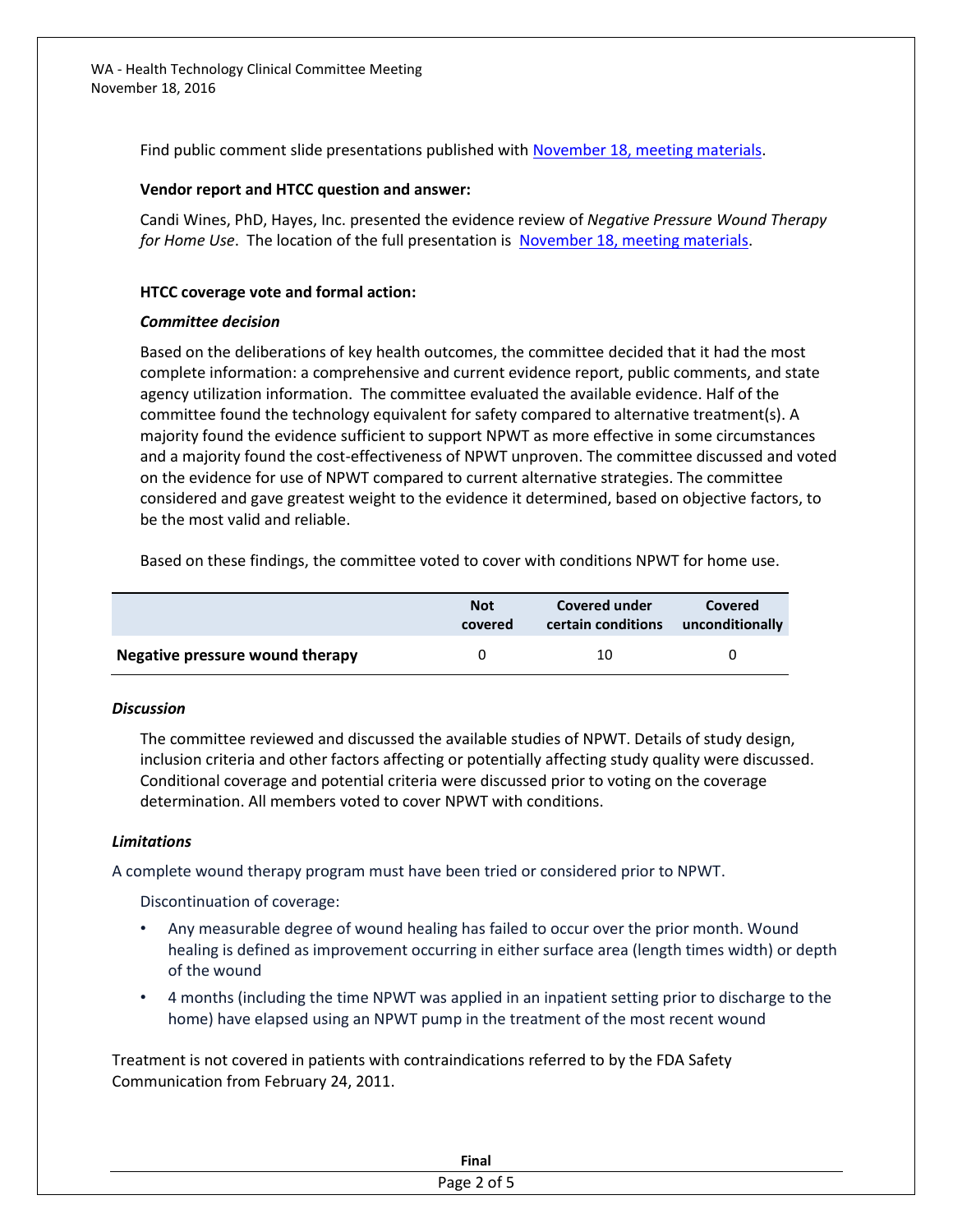Find public comment slide presentations published with [November 18, meeting materials](November 18, meeting materials).

**Vendor report and HTCC question and answer:**

Candi Wines, PhD, Hayes, Inc. presented the evidence review of *Negative Pressure Wound Therapy for Home Use*. The location of the full presentation is [November 18, meeting materials](November 18, meeting materials).

**HTCC coverage vote and formal action:**

***Committee decision***

Based on the deliberations of key health outcomes, the committee decided that it had the most complete information: a comprehensive and current evidence report, public comments, and state agency utilization information. The committee evaluated the available evidence. Half of the committee found the technology equivalent for safety compared to alternative treatment(s). A majority found the evidence sufficient to support NPWT as more effective in some circumstances and a majority found the cost-effectiveness of NPWT unproven. The committee discussed and voted on the evidence for use of NPWT compared to current alternative strategies. The committee considered and gave greatest weight to the evidence it determined, based on objective factors, to be the most valid and reliable.

Based on these findings, the committee voted to cover with conditions NPWT for home use.

| | Not covered | Covered under certain conditions | Covered unconditionally |
|---|---|---|---|
| **Negative pressure wound therapy** | 0 | 10 | 0 |

***Discussion***

The committee reviewed and discussed the available studies of NPWT. Details of study design, inclusion criteria and other factors affecting or potentially affecting study quality were discussed. Conditional coverage and potential criteria were discussed prior to voting on the coverage determination. All members voted to cover NPWT with conditions.

***Limitations***

A complete wound therapy program must have been tried or considered prior to NPWT.

Discontinuation of coverage:

- Any measurable degree of wound healing has failed to occur over the prior month. Wound healing is defined as improvement occurring in either surface area (length times width) or depth of the wound
- 4 months (including the time NPWT was applied in an inpatient setting prior to discharge to the home) have elapsed using an NPWT pump in the treatment of the most recent wound

Treatment is not covered in patients with contraindications referred to by the FDA Safety Communication from February 24, 2011.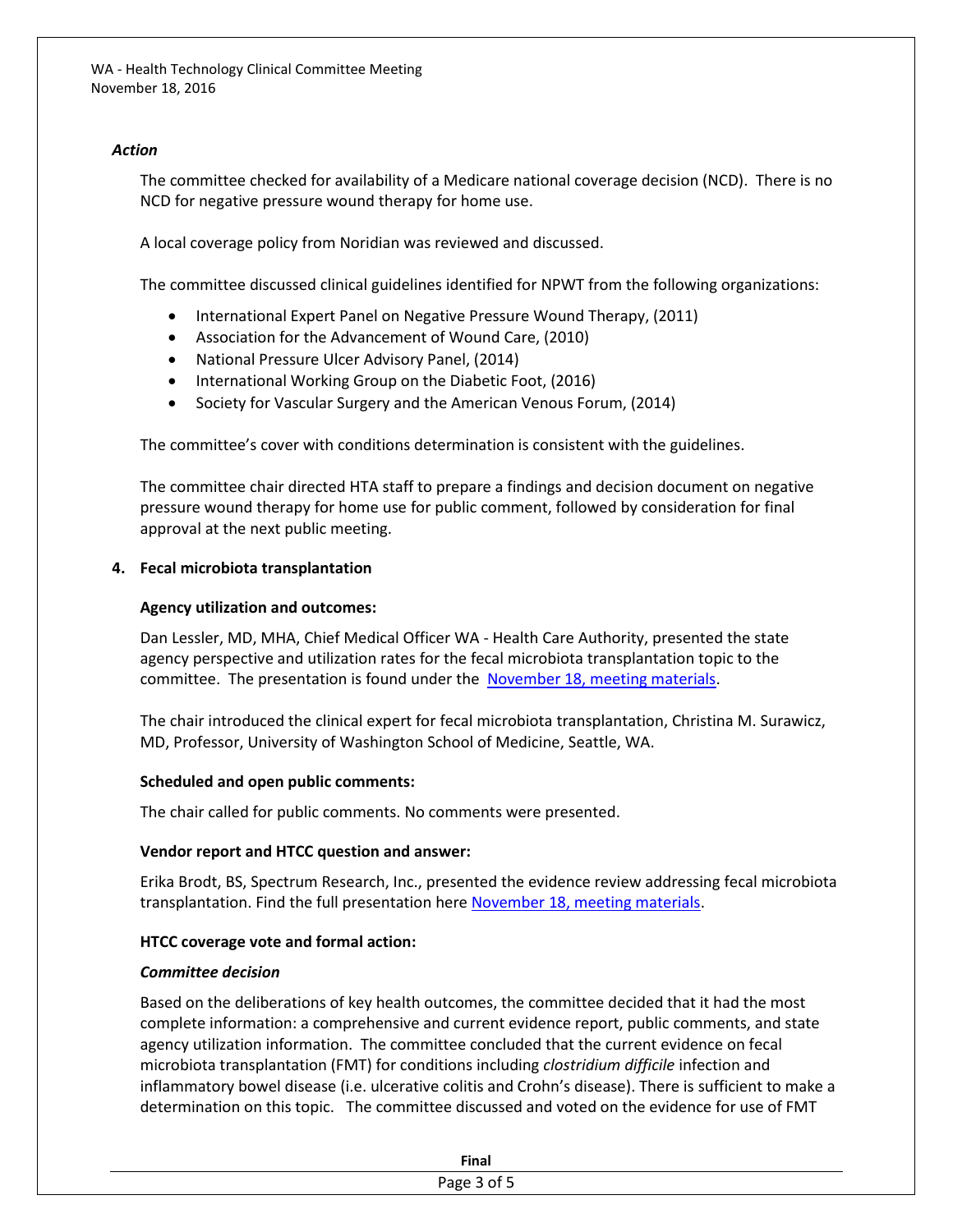*Action*

The committee checked for availability of a Medicare national coverage decision (NCD). There is no NCD for negative pressure wound therapy for home use.

A local coverage policy from Noridian was reviewed and discussed.

The committee discussed clinical guidelines identified for NPWT from the following organizations:

- International Expert Panel on Negative Pressure Wound Therapy, (2011)
- Association for the Advancement of Wound Care, (2010)
- National Pressure Ulcer Advisory Panel, (2014)
- International Working Group on the Diabetic Foot, (2016)
- Society for Vascular Surgery and the American Venous Forum, (2014)

The committee's cover with conditions determination is consistent with the guidelines.

The committee chair directed HTA staff to prepare a findings and decision document on negative pressure wound therapy for home use for public comment, followed by consideration for final approval at the next public meeting.

**4. Fecal microbiota transplantation**

**Agency utilization and outcomes:**

Dan Lessler, MD, MHA, Chief Medical Officer WA - Health Care Authority, presented the state agency perspective and utilization rates for the fecal microbiota transplantation topic to the committee. The presentation is found under the [November 18, meeting materials](#).

The chair introduced the clinical expert for fecal microbiota transplantation, Christina M. Surawicz, MD, Professor, University of Washington School of Medicine, Seattle, WA.

**Scheduled and open public comments:**

The chair called for public comments. No comments were presented.

**Vendor report and HTCC question and answer:**

Erika Brodt, BS, Spectrum Research, Inc., presented the evidence review addressing fecal microbiota transplantation. Find the full presentation here [November 18, meeting materials](#).

**HTCC coverage vote and formal action:**

***Committee decision***

Based on the deliberations of key health outcomes, the committee decided that it had the most complete information: a comprehensive and current evidence report, public comments, and state agency utilization information. The committee concluded that the current evidence on fecal microbiota transplantation (FMT) for conditions including *clostridium difficile* infection and inflammatory bowel disease (i.e. ulcerative colitis and Crohn's disease). There is sufficient to make a determination on this topic. The committee discussed and voted on the evidence for use of FMT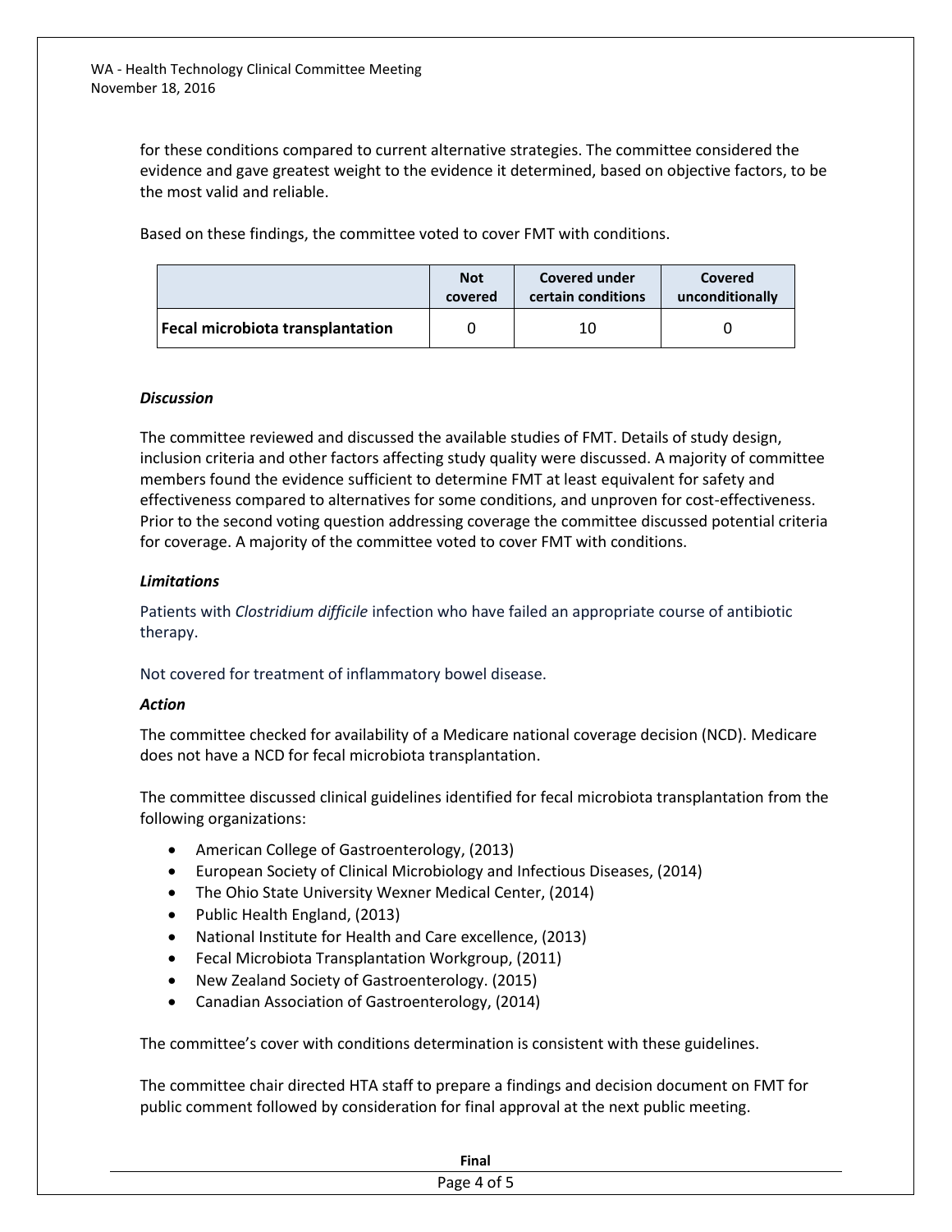for these conditions compared to current alternative strategies. The committee considered the evidence and gave greatest weight to the evidence it determined, based on objective factors, to be the most valid and reliable.

Based on these findings, the committee voted to cover FMT with conditions.

| | Not covered | Covered under certain conditions | Covered unconditionally |
|---|---|---|---|
| **Fecal microbiota transplantation** | 0 | 10 | 0 |

***Discussion***

The committee reviewed and discussed the available studies of FMT. Details of study design, inclusion criteria and other factors affecting study quality were discussed. A majority of committee members found the evidence sufficient to determine FMT at least equivalent for safety and effectiveness compared to alternatives for some conditions, and unproven for cost-effectiveness. Prior to the second voting question addressing coverage the committee discussed potential criteria for coverage. A majority of the committee voted to cover FMT with conditions.

***Limitations***

Patients with *Clostridium difficile* infection who have failed an appropriate course of antibiotic therapy.

Not covered for treatment of inflammatory bowel disease.

***Action***

The committee checked for availability of a Medicare national coverage decision (NCD). Medicare does not have a NCD for fecal microbiota transplantation.

The committee discussed clinical guidelines identified for fecal microbiota transplantation from the following organizations:

- American College of Gastroenterology, (2013)
- European Society of Clinical Microbiology and Infectious Diseases, (2014)
- The Ohio State University Wexner Medical Center, (2014)
- Public Health England, (2013)
- National Institute for Health and Care excellence, (2013)
- Fecal Microbiota Transplantation Workgroup, (2011)
- New Zealand Society of Gastroenterology. (2015)
- Canadian Association of Gastroenterology, (2014)

The committee's cover with conditions determination is consistent with these guidelines.

The committee chair directed HTA staff to prepare a findings and decision document on FMT for public comment followed by consideration for final approval at the next public meeting.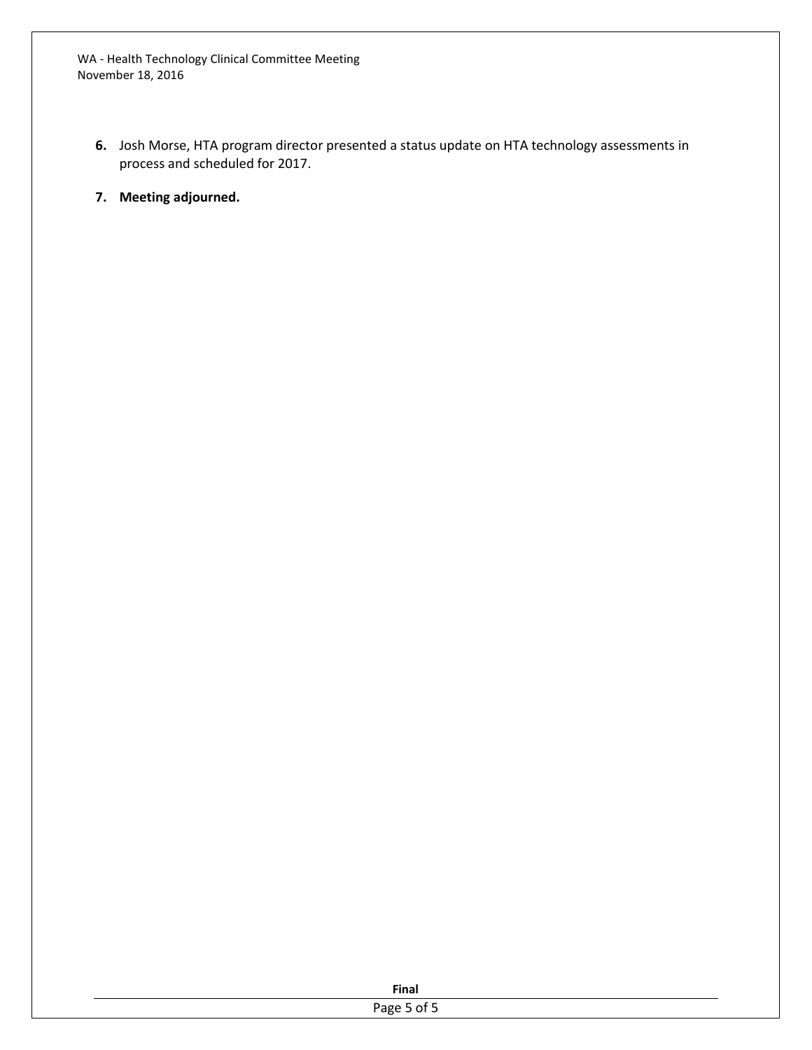6. Josh Morse, HTA program director presented a status update on HTA technology assessments in process and scheduled for 2017.

7. **Meeting adjourned.**